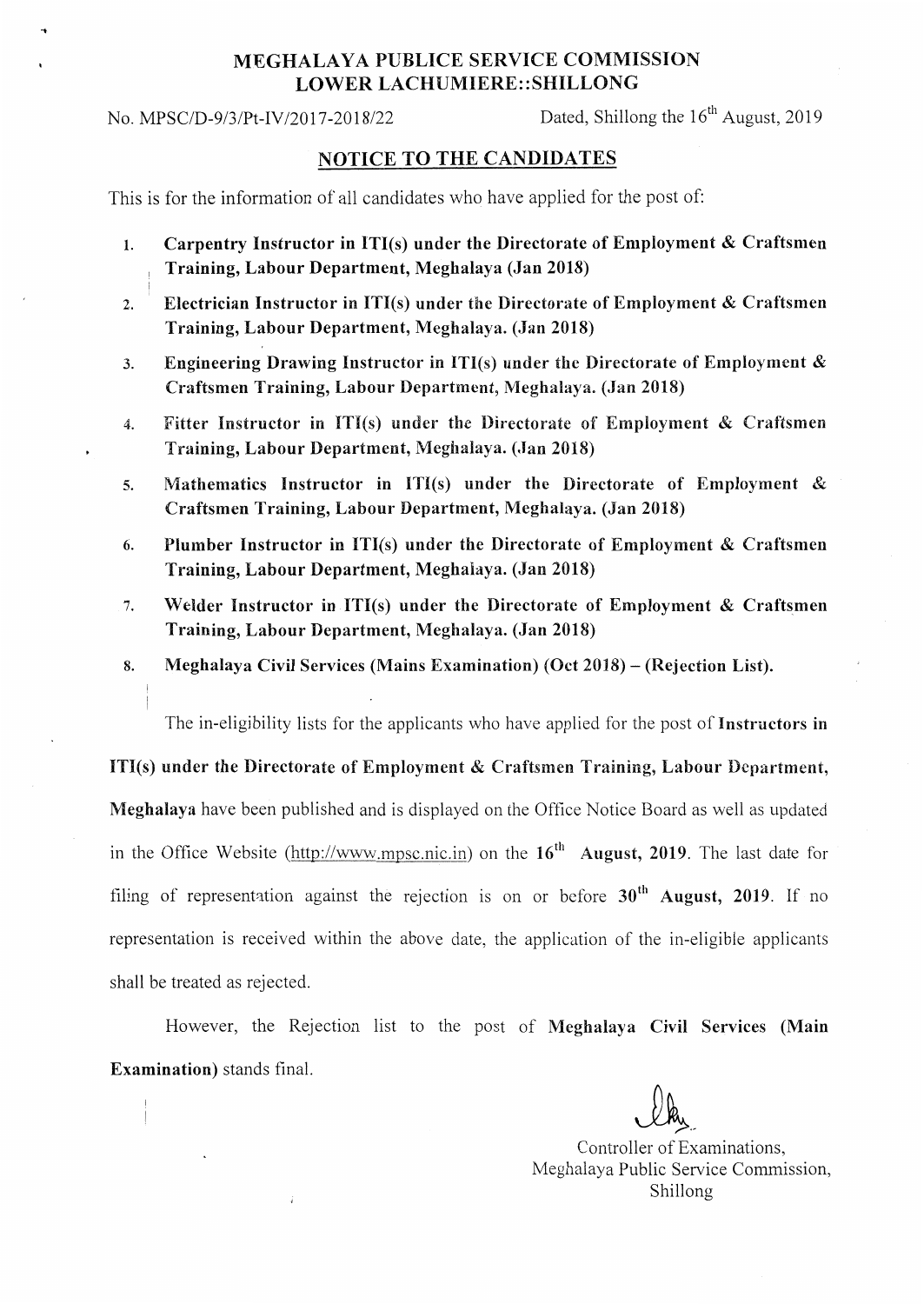# MEGHALAYA PUBLICE SERVICE COMMISSION
## LOWER LACHUMIERE::SHILLONG

No. MPSC/D-9/3/Pt-IV/2017-2018/22 Dated, Shillong the 16th August, 2019

## NOTICE TO THE CANDIDATES

This is for the information of all candidates who have applied for the post of:

1. **Carpentry Instructor in ITI(s) under the Directorate of Employment & Craftsmen Training, Labour Department, Meghalaya (Jan 2018)**
2. **Electrician Instructor in ITI(s) under the Directorate of Employment & Craftsmen Training, Labour Department, Meghalaya. (Jan 2018)**
3. **Engineering Drawing Instructor in ITI(s) under the Directorate of Employment & Craftsmen Training, Labour Department, Meghalaya. (Jan 2018)**
4. **Fitter Instructor in ITI(s) under the Directorate of Employment & Craftsmen Training, Labour Department, Meghalaya. (Jan 2018)**
5. **Mathematics Instructor in ITI(s) under the Directorate of Employment & Craftsmen Training, Labour Department, Meghalaya. (Jan 2018)**
6. **Plumber Instructor in ITI(s) under the Directorate of Employment & Craftsmen Training, Labour Department, Meghalaya. (Jan 2018)**
7. **Welder Instructor in ITI(s) under the Directorate of Employment & Craftsmen Training, Labour Department, Meghalaya. (Jan 2018)**
8. **Meghalaya Civil Services (Mains Examination) (Oct 2018) – (Rejection List).**

The in-eligibility lists for the applicants who have applied for the post of **Instructors in ITI(s) under the Directorate of Employment & Craftsmen Training, Labour Department, Meghalaya** have been published and is displayed on the Office Notice Board as well as updated in the Office Website (http://www.mpsc.nic.in) on the **16th August, 2019**. The last date for filing of representation against the rejection is on or before **30th August, 2019**. If no representation is received within the above date, the application of the in-eligible applicants shall be treated as rejected.

However, the Rejection list to the post of **Meghalaya Civil Services (Main Examination)** stands final.

Controller of Examinations,
Meghalaya Public Service Commission,
Shillong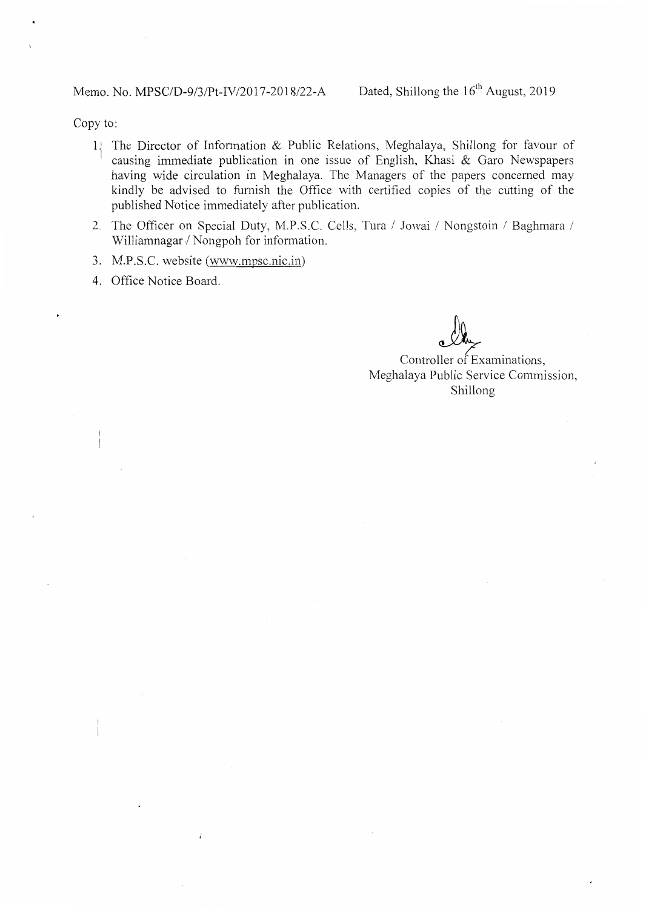Memo. No. MPSC/D-9/3/Pt-IV/2017-2018/22-A Dated, Shillong the 16th August, 2019

Copy to:

1. The Director of Information & Public Relations, Meghalaya, Shillong for favour of causing immediate publication in one issue of English, Khasi & Garo Newspapers having wide circulation in Meghalaya. The Managers of the papers concerned may kindly be advised to furnish the Office with certified copies of the cutting of the published Notice immediately after publication.
2. The Officer on Special Duty, M.P.S.C. Cells, Tura / Jowai / Nongstoin / Baghmara / Williamnagar / Nongpoh for information.
3. M.P.S.C. website (www.mpsc.nic.in)
4. Office Notice Board.

Controller of Examinations,
Meghalaya Public Service Commission,
Shillong